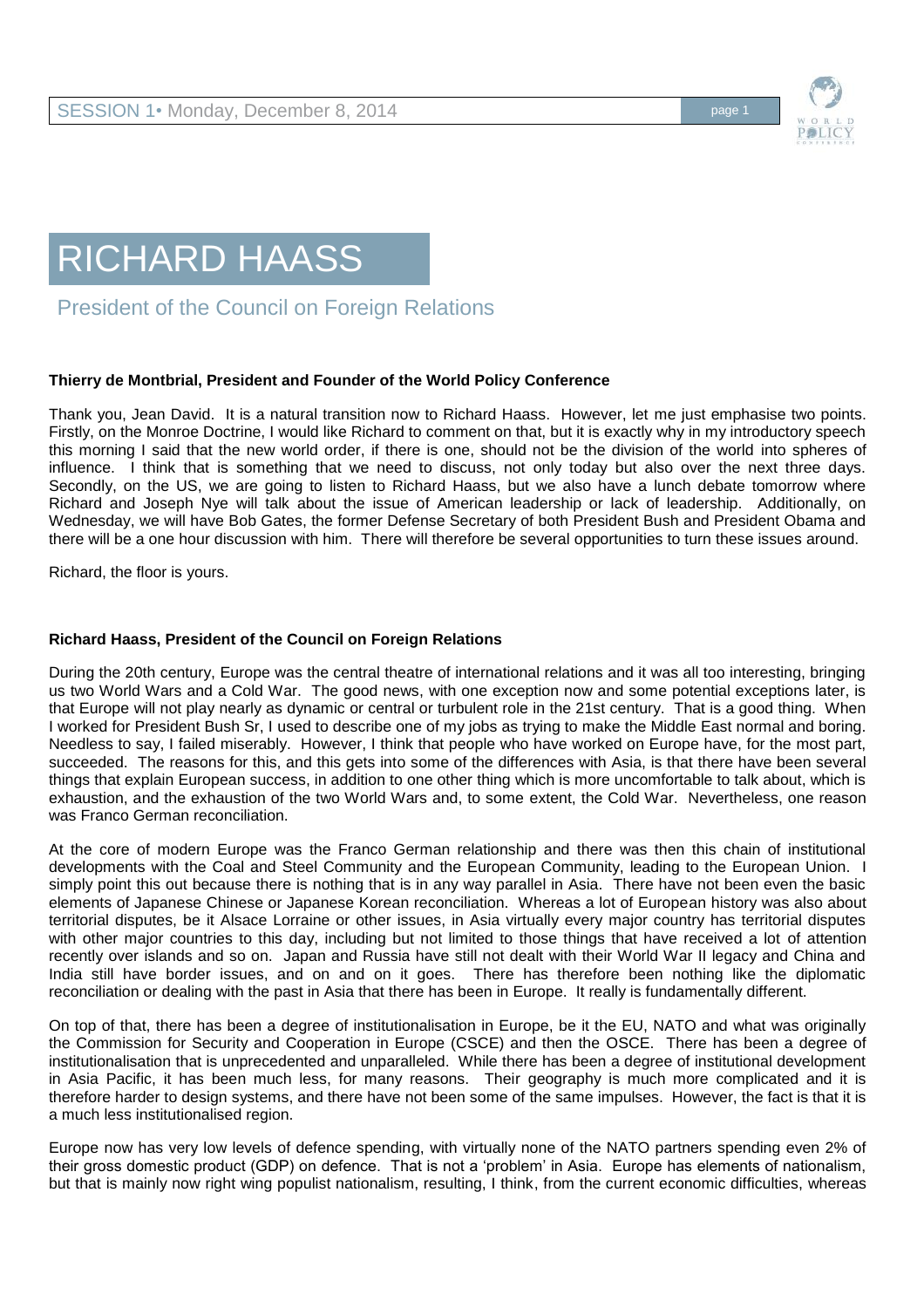# RICHARD HAASS

## President of the Council on Foreign Relations

**Thierry de Montbrial, President and Founder of the World Policy Conference**

Thank you, Jean David. It is a natural transition now to Richard Haass. However, let me just emphasise two points. Firstly, on the Monroe Doctrine, I would like Richard to comment on that, but it is exactly why in my introductory speech this morning I said that the new world order, if there is one, should not be the division of the world into spheres of influence. I think that is something that we need to discuss, not only today but also over the next three days. Secondly, on the US, we are going to listen to Richard Haass, but we also have a lunch debate tomorrow where Richard and Joseph Nye will talk about the issue of American leadership or lack of leadership. Additionally, on Wednesday, we will have Bob Gates, the former Defense Secretary of both President Bush and President Obama and there will be a one hour discussion with him. There will therefore be several opportunities to turn these issues around.

Richard, the floor is yours.

**Richard Haass, President of the Council on Foreign Relations**

During the 20th century, Europe was the central theatre of international relations and it was all too interesting, bringing us two World Wars and a Cold War. The good news, with one exception now and some potential exceptions later, is that Europe will not play nearly as dynamic or central or turbulent role in the 21st century. That is a good thing. When I worked for President Bush Sr, I used to describe one of my jobs as trying to make the Middle East normal and boring. Needless to say, I failed miserably. However, I think that people who have worked on Europe have, for the most part, succeeded. The reasons for this, and this gets into some of the differences with Asia, is that there have been several things that explain European success, in addition to one other thing which is more uncomfortable to talk about, which is exhaustion, and the exhaustion of the two World Wars and, to some extent, the Cold War. Nevertheless, one reason was Franco German reconciliation.

At the core of modern Europe was the Franco German relationship and there was then this chain of institutional developments with the Coal and Steel Community and the European Community, leading to the European Union. I simply point this out because there is nothing that is in any way parallel in Asia. There have not been even the basic elements of Japanese Chinese or Japanese Korean reconciliation. Whereas a lot of European history was also about territorial disputes, be it Alsace Lorraine or other issues, in Asia virtually every major country has territorial disputes with other major countries to this day, including but not limited to those things that have received a lot of attention recently over islands and so on. Japan and Russia have still not dealt with their World War II legacy and China and India still have border issues, and on and on it goes. There has therefore been nothing like the diplomatic reconciliation or dealing with the past in Asia that there has been in Europe. It really is fundamentally different.

On top of that, there has been a degree of institutionalisation in Europe, be it the EU, NATO and what was originally the Commission for Security and Cooperation in Europe (CSCE) and then the OSCE. There has been a degree of institutionalisation that is unprecedented and unparalleled. While there has been a degree of institutional development in Asia Pacific, it has been much less, for many reasons. Their geography is much more complicated and it is therefore harder to design systems, and there have not been some of the same impulses. However, the fact is that it is a much less institutionalised region.

Europe now has very low levels of defence spending, with virtually none of the NATO partners spending even 2% of their gross domestic product (GDP) on defence. That is not a 'problem' in Asia. Europe has elements of nationalism, but that is mainly now right wing populist nationalism, resulting, I think, from the current economic difficulties, whereas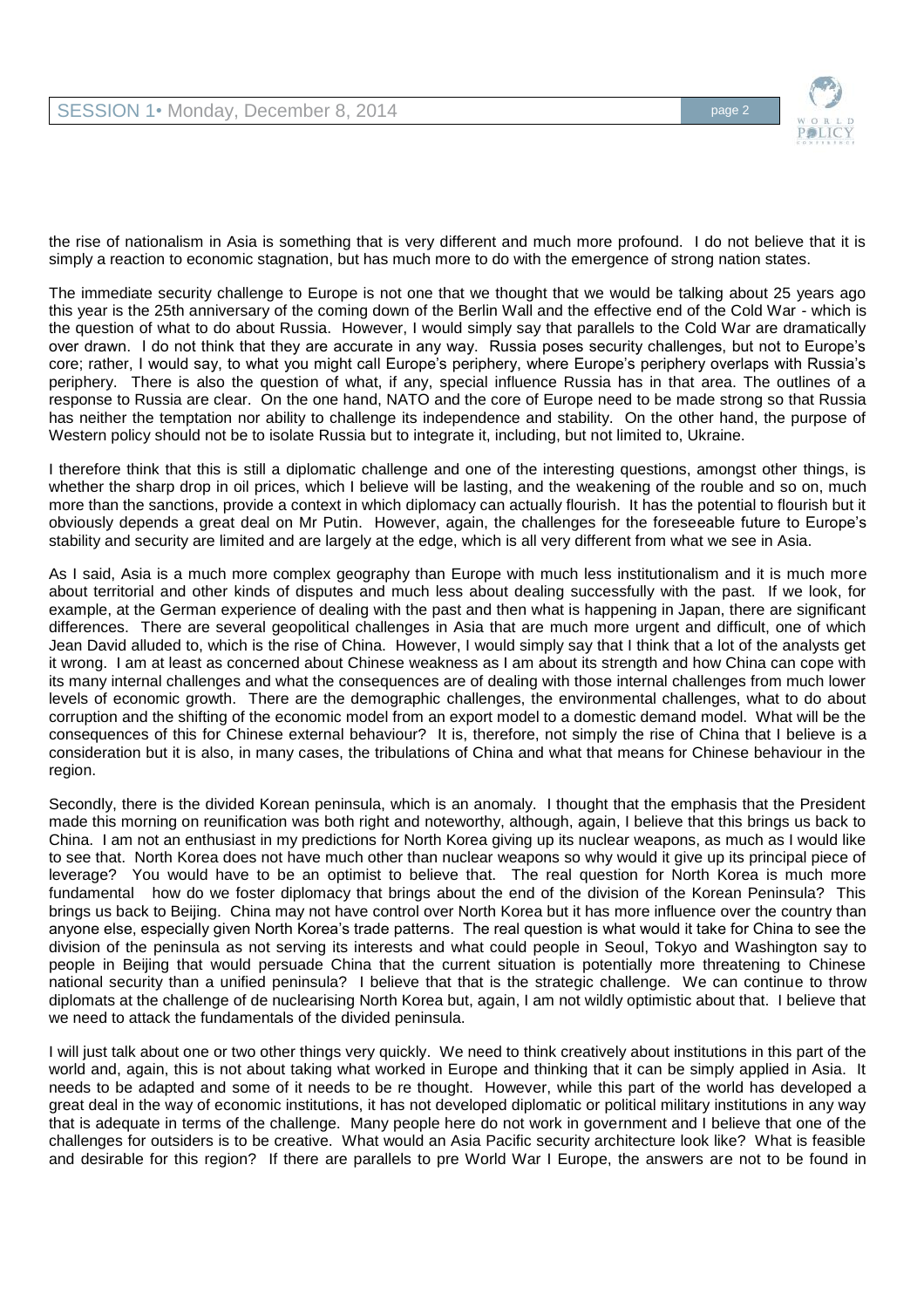the rise of nationalism in Asia is something that is very different and much more profound. I do not believe that it is simply a reaction to economic stagnation, but has much more to do with the emergence of strong nation states.

The immediate security challenge to Europe is not one that we thought that we would be talking about 25 years ago this year is the 25th anniversary of the coming down of the Berlin Wall and the effective end of the Cold War - which is the question of what to do about Russia. However, I would simply say that parallels to the Cold War are dramatically over drawn. I do not think that they are accurate in any way. Russia poses security challenges, but not to Europe's core; rather, I would say, to what you might call Europe's periphery, where Europe's periphery overlaps with Russia's periphery. There is also the question of what, if any, special influence Russia has in that area. The outlines of a response to Russia are clear. On the one hand, NATO and the core of Europe need to be made strong so that Russia has neither the temptation nor ability to challenge its independence and stability. On the other hand, the purpose of Western policy should not be to isolate Russia but to integrate it, including, but not limited to, Ukraine.

I therefore think that this is still a diplomatic challenge and one of the interesting questions, amongst other things, is whether the sharp drop in oil prices, which I believe will be lasting, and the weakening of the rouble and so on, much more than the sanctions, provide a context in which diplomacy can actually flourish. It has the potential to flourish but it obviously depends a great deal on Mr Putin. However, again, the challenges for the foreseeable future to Europe's stability and security are limited and are largely at the edge, which is all very different from what we see in Asia.

As I said, Asia is a much more complex geography than Europe with much less institutionalism and it is much more about territorial and other kinds of disputes and much less about dealing successfully with the past. If we look, for example, at the German experience of dealing with the past and then what is happening in Japan, there are significant differences. There are several geopolitical challenges in Asia that are much more urgent and difficult, one of which Jean David alluded to, which is the rise of China. However, I would simply say that I think that a lot of the analysts get it wrong. I am at least as concerned about Chinese weakness as I am about its strength and how China can cope with its many internal challenges and what the consequences are of dealing with those internal challenges from much lower levels of economic growth. There are the demographic challenges, the environmental challenges, what to do about corruption and the shifting of the economic model from an export model to a domestic demand model. What will be the consequences of this for Chinese external behaviour? It is, therefore, not simply the rise of China that I believe is a consideration but it is also, in many cases, the tribulations of China and what that means for Chinese behaviour in the region.

Secondly, there is the divided Korean peninsula, which is an anomaly. I thought that the emphasis that the President made this morning on reunification was both right and noteworthy, although, again, I believe that this brings us back to China. I am not an enthusiast in my predictions for North Korea giving up its nuclear weapons, as much as I would like to see that. North Korea does not have much other than nuclear weapons so why would it give up its principal piece of leverage? You would have to be an optimist to believe that. The real question for North Korea is much more fundamental how do we foster diplomacy that brings about the end of the division of the Korean Peninsula? This brings us back to Beijing. China may not have control over North Korea but it has more influence over the country than anyone else, especially given North Korea's trade patterns. The real question is what would it take for China to see the division of the peninsula as not serving its interests and what could people in Seoul, Tokyo and Washington say to people in Beijing that would persuade China that the current situation is potentially more threatening to Chinese national security than a unified peninsula? I believe that that is the strategic challenge. We can continue to throw diplomats at the challenge of de nuclearising North Korea but, again, I am not wildly optimistic about that. I believe that we need to attack the fundamentals of the divided peninsula.

I will just talk about one or two other things very quickly. We need to think creatively about institutions in this part of the world and, again, this is not about taking what worked in Europe and thinking that it can be simply applied in Asia. It needs to be adapted and some of it needs to be re thought. However, while this part of the world has developed a great deal in the way of economic institutions, it has not developed diplomatic or political military institutions in any way that is adequate in terms of the challenge. Many people here do not work in government and I believe that one of the challenges for outsiders is to be creative. What would an Asia Pacific security architecture look like? What is feasible and desirable for this region? If there are parallels to pre World War I Europe, the answers are not to be found in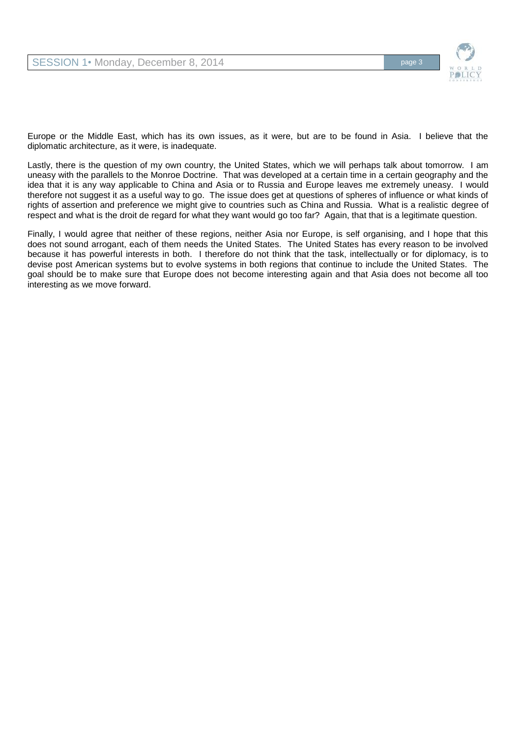Europe or the Middle East, which has its own issues, as it were, but are to be found in Asia. I believe that the diplomatic architecture, as it were, is inadequate.

Lastly, there is the question of my own country, the United States, which we will perhaps talk about tomorrow. I am uneasy with the parallels to the Monroe Doctrine. That was developed at a certain time in a certain geography and the idea that it is any way applicable to China and Asia or to Russia and Europe leaves me extremely uneasy. I would therefore not suggest it as a useful way to go. The issue does get at questions of spheres of influence or what kinds of rights of assertion and preference we might give to countries such as China and Russia. What is a realistic degree of respect and what is the droit de regard for what they want would go too far? Again, that that is a legitimate question.

Finally, I would agree that neither of these regions, neither Asia nor Europe, is self organising, and I hope that this does not sound arrogant, each of them needs the United States. The United States has every reason to be involved because it has powerful interests in both. I therefore do not think that the task, intellectually or for diplomacy, is to devise post American systems but to evolve systems in both regions that continue to include the United States. The goal should be to make sure that Europe does not become interesting again and that Asia does not become all too interesting as we move forward.